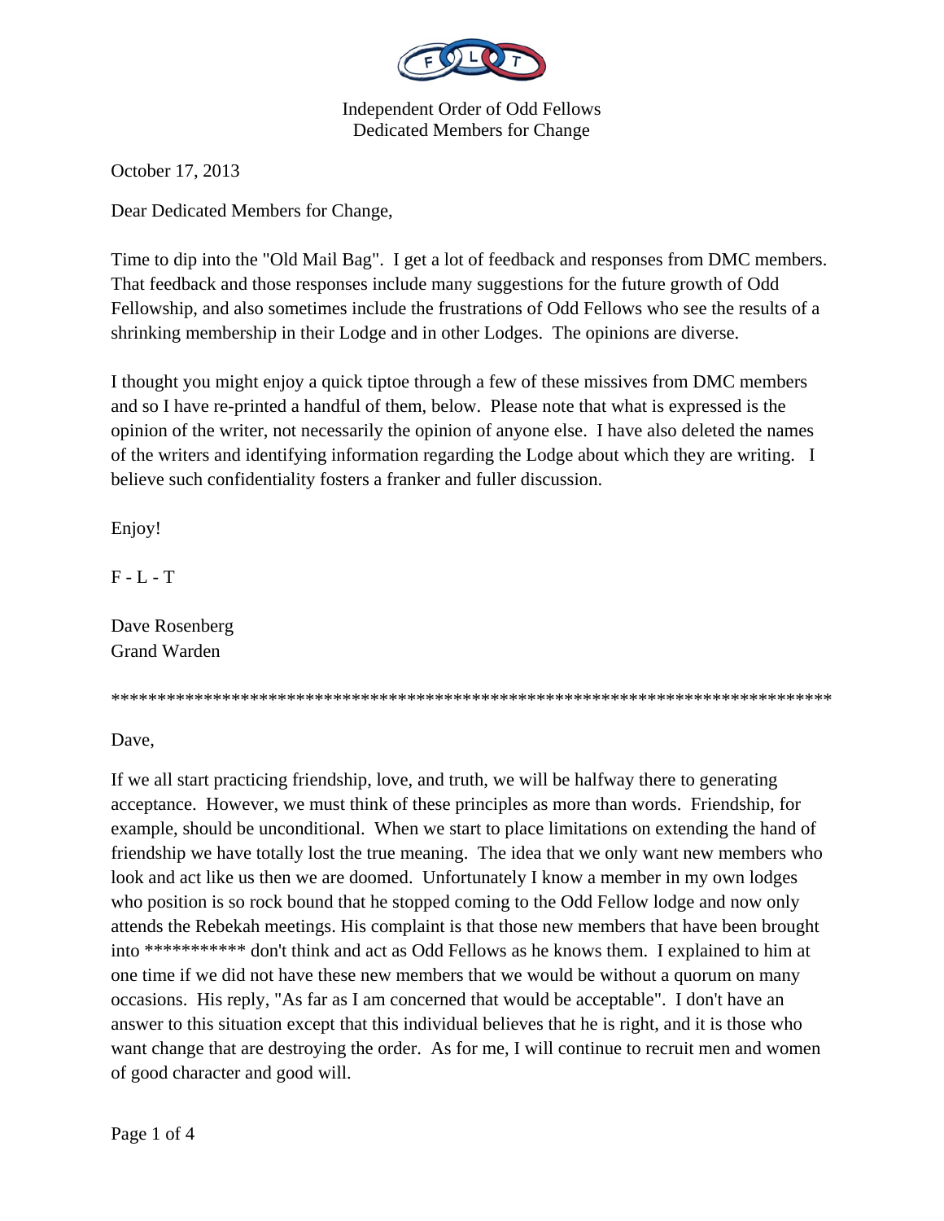Independent Order of Odd Fellows
Dedicated Members for Change

October 17, 2013

Dear Dedicated Members for Change,

Time to dip into the "Old Mail Bag". I get a lot of feedback and responses from DMC members. That feedback and those responses include many suggestions for the future growth of Odd Fellowship, and also sometimes include the frustrations of Odd Fellows who see the results of a shrinking membership in their Lodge and in other Lodges. The opinions are diverse.

I thought you might enjoy a quick tiptoe through a few of these missives from DMC members and so I have re-printed a handful of them, below. Please note that what is expressed is the opinion of the writer, not necessarily the opinion of anyone else. I have also deleted the names of the writers and identifying information regarding the Lodge about which they are writing. I believe such confidentiality fosters a franker and fuller discussion.

Enjoy!

F - L - T

Dave Rosenberg
Grand Warden

********************************************************************************

Dave,

If we all start practicing friendship, love, and truth, we will be halfway there to generating acceptance. However, we must think of these principles as more than words. Friendship, for example, should be unconditional. When we start to place limitations on extending the hand of friendship we have totally lost the true meaning. The idea that we only want new members who look and act like us then we are doomed. Unfortunately I know a member in my own lodges who position is so rock bound that he stopped coming to the Odd Fellow lodge and now only attends the Rebekah meetings. His complaint is that those new members that have been brought into *********** don't think and act as Odd Fellows as he knows them. I explained to him at one time if we did not have these new members that we would be without a quorum on many occasions. His reply, "As far as I am concerned that would be acceptable". I don't have an answer to this situation except that this individual believes that he is right, and it is those who want change that are destroying the order. As for me, I will continue to recruit men and women of good character and good will.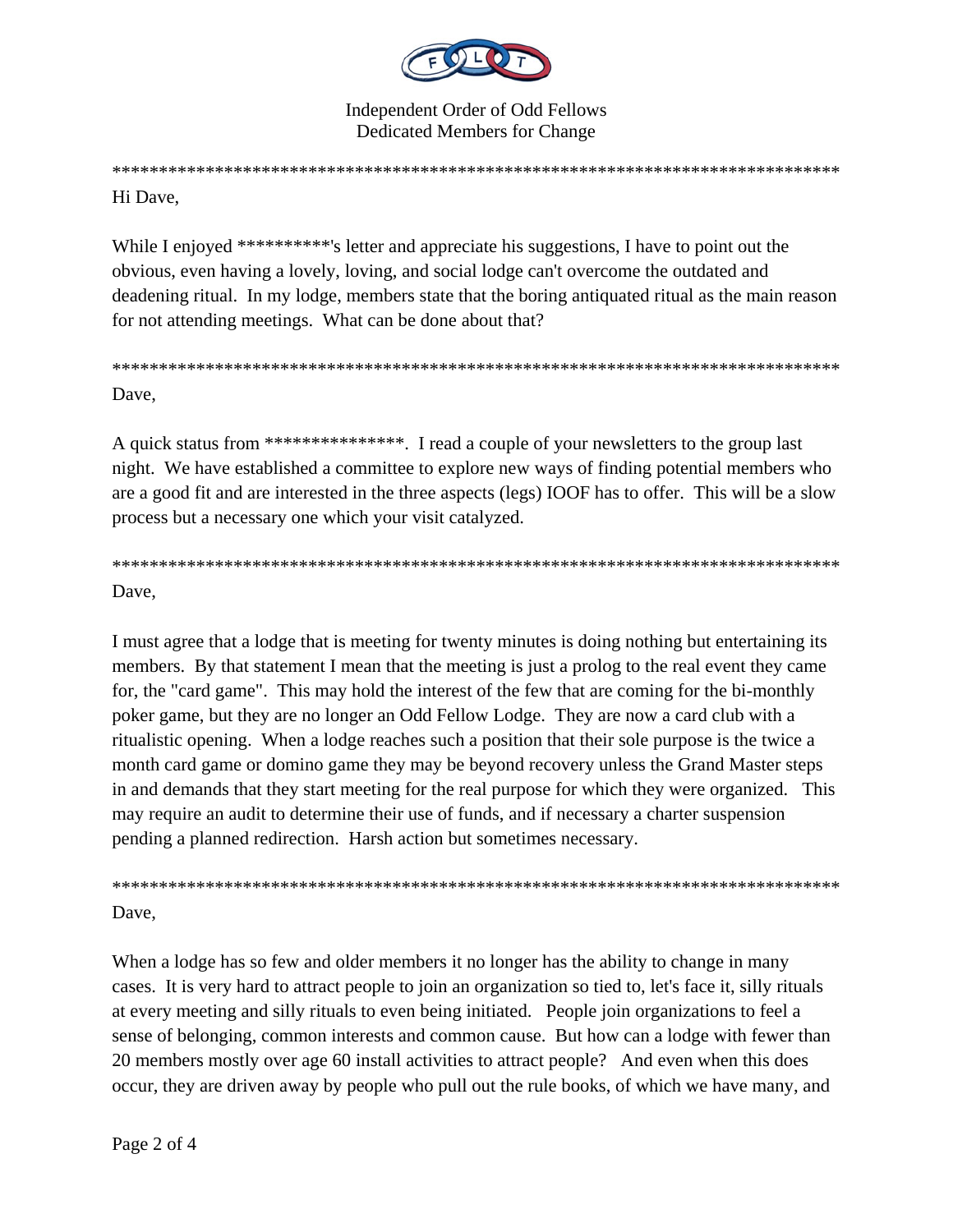Independent Order of Odd Fellows
Dedicated Members for Change

***********************************************************************************

Hi Dave,

While I enjoyed **********'s letter and appreciate his suggestions, I have to point out the obvious, even having a lovely, loving, and social lodge can't overcome the outdated and deadening ritual. In my lodge, members state that the boring antiquated ritual as the main reason for not attending meetings. What can be done about that?

***********************************************************************************

Dave,

A quick status from ***************. I read a couple of your newsletters to the group last night. We have established a committee to explore new ways of finding potential members who are a good fit and are interested in the three aspects (legs) IOOF has to offer. This will be a slow process but a necessary one which your visit catalyzed.

***********************************************************************************

Dave,

I must agree that a lodge that is meeting for twenty minutes is doing nothing but entertaining its members. By that statement I mean that the meeting is just a prolog to the real event they came for, the "card game". This may hold the interest of the few that are coming for the bi-monthly poker game, but they are no longer an Odd Fellow Lodge. They are now a card club with a ritualistic opening. When a lodge reaches such a position that their sole purpose is the twice a month card game or domino game they may be beyond recovery unless the Grand Master steps in and demands that they start meeting for the real purpose for which they were organized. This may require an audit to determine their use of funds, and if necessary a charter suspension pending a planned redirection. Harsh action but sometimes necessary.

***********************************************************************************

Dave,

When a lodge has so few and older members it no longer has the ability to change in many cases. It is very hard to attract people to join an organization so tied to, let's face it, silly rituals at every meeting and silly rituals to even being initiated. People join organizations to feel a sense of belonging, common interests and common cause. But how can a lodge with fewer than 20 members mostly over age 60 install activities to attract people? And even when this does occur, they are driven away by people who pull out the rule books, of which we have many, and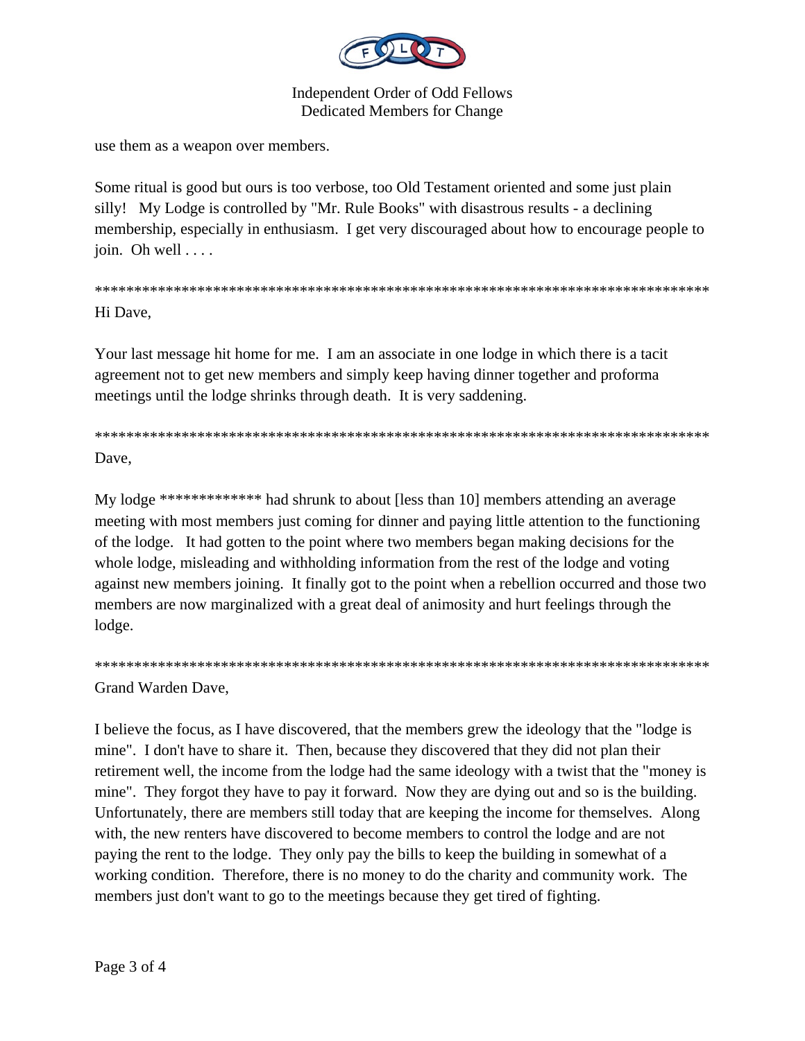use them as a weapon over members.

Some ritual is good but ours is too verbose, too Old Testament oriented and some just plain silly! My Lodge is controlled by "Mr. Rule Books" with disastrous results - a declining membership, especially in enthusiasm. I get very discouraged about how to encourage people to join. Oh well . . . .

********************************************************************************

Hi Dave,

Your last message hit home for me. I am an associate in one lodge in which there is a tacit agreement not to get new members and simply keep having dinner together and proforma meetings until the lodge shrinks through death. It is very saddening.

********************************************************************************

Dave,

My lodge ************* had shrunk to about [less than 10] members attending an average meeting with most members just coming for dinner and paying little attention to the functioning of the lodge. It had gotten to the point where two members began making decisions for the whole lodge, misleading and withholding information from the rest of the lodge and voting against new members joining. It finally got to the point when a rebellion occurred and those two members are now marginalized with a great deal of animosity and hurt feelings through the lodge.

********************************************************************************

Grand Warden Dave,

I believe the focus, as I have discovered, that the members grew the ideology that the "lodge is mine". I don't have to share it. Then, because they discovered that they did not plan their retirement well, the income from the lodge had the same ideology with a twist that the "money is mine". They forgot they have to pay it forward. Now they are dying out and so is the building. Unfortunately, there are members still today that are keeping the income for themselves. Along with, the new renters have discovered to become members to control the lodge and are not paying the rent to the lodge. They only pay the bills to keep the building in somewhat of a working condition. Therefore, there is no money to do the charity and community work. The members just don't want to go to the meetings because they get tired of fighting.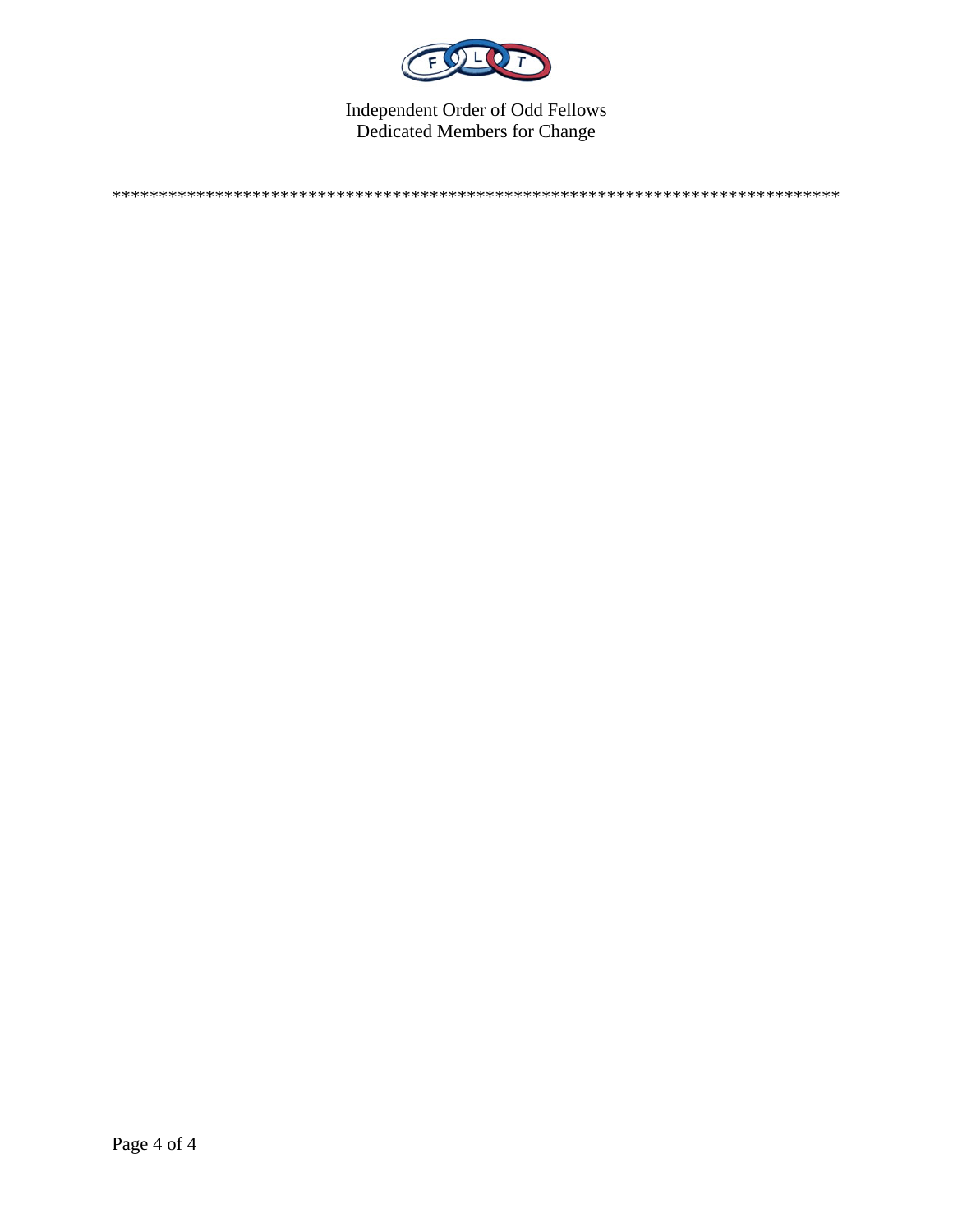Independent Order of Odd Fellows
Dedicated Members for Change

********************************************************************************